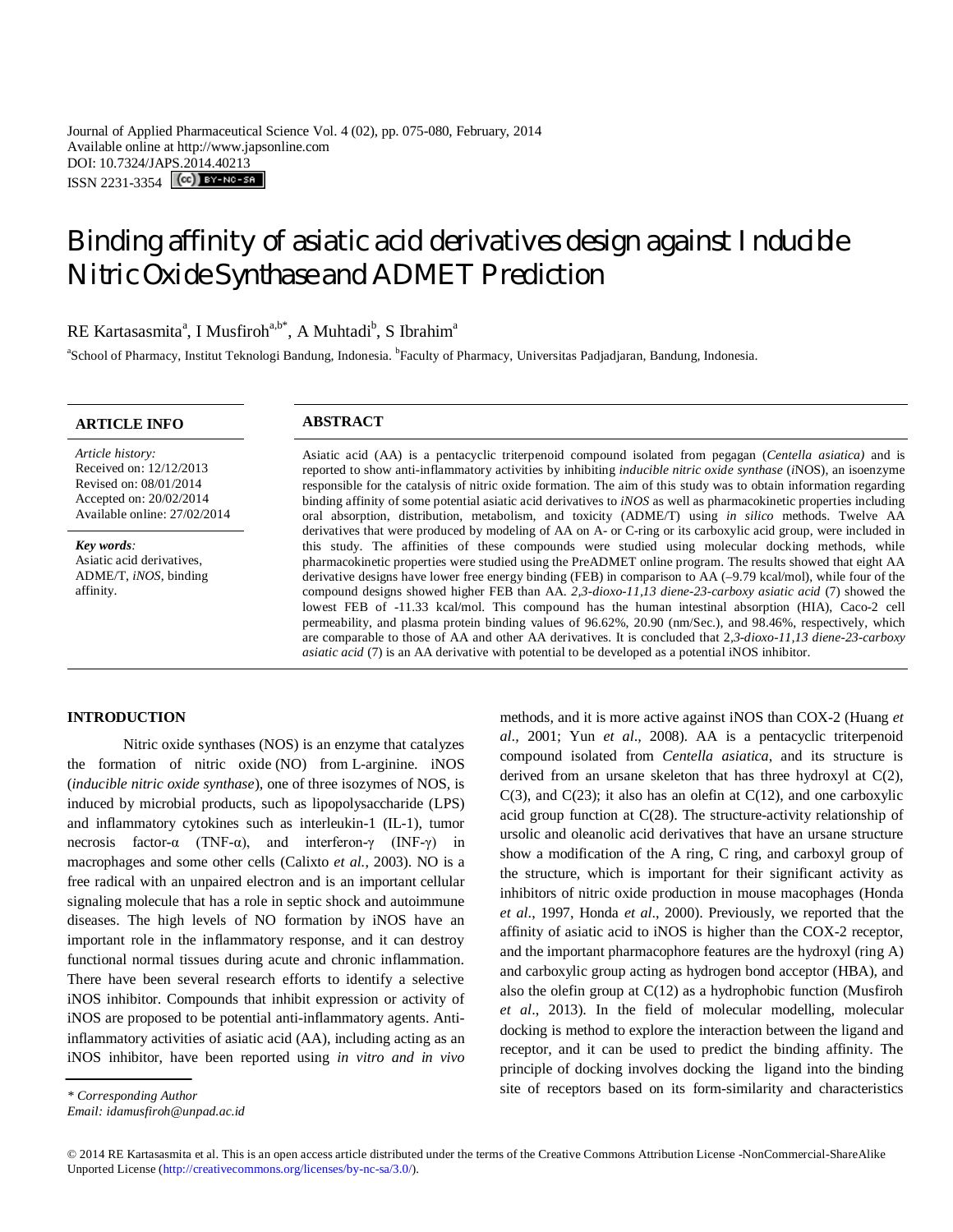Journal of Applied Pharmaceutical Science Vol. 4 (02), pp. 075-080, February, 2014
Available online at http://www.japsonline.com
DOI: 10.7324/JAPS.2014.40213
ISSN 2231-3354

# Binding affinity of asiatic acid derivatives design against Inducible Nitric Oxide Synthase and ADMET Prediction

RE Kartasasmita[a], I Musfiroh[a,b*], A Muhtadi[b], S Ibrahim[a]

[a]School of Pharmacy, Institut Teknologi Bandung, Indonesia. [b]Faculty of Pharmacy, Universitas Padjadjaran, Bandung, Indonesia.

## ARTICLE INFO

*Article history:*
Received on: 12/12/2013
Revised on: 08/01/2014
Accepted on: 20/02/2014
Available online: 27/02/2014

***Key words:***
Asiatic acid derivatives, ADME/T, *iNOS*, binding affinity.

## ABSTRACT

Asiatic acid (AA) is a pentacyclic triterpenoid compound isolated from pegagan (*Centella asiatica)* and is reported to show anti-inflammatory activities by inhibiting *inducible nitric oxide synthase* (*i*NOS), an isoenzyme responsible for the catalysis of nitric oxide formation. The aim of this study was to obtain information regarding binding affinity of some potential asiatic acid derivatives to *iNOS* as well as pharmacokinetic properties including oral absorption, distribution, metabolism, and toxicity (ADME/T) using *in silico* methods. Twelve AA derivatives that were produced by modeling of AA on A- or C-ring or its carboxylic acid group, were included in this study. The affinities of these compounds were studied using molecular docking methods, while pharmacokinetic properties were studied using the PreADMET online program. The results showed that eight AA derivative designs have lower free energy binding (FEB) in comparison to AA (–9.79 kcal/mol), while four of the compound designs showed higher FEB than AA. *2,3-dioxo-11,13 diene-23-carboxy asiatic acid* (7) showed the lowest FEB of -11.33 kcal/mol. This compound has the human intestinal absorption (HIA), Caco-2 cell permeability, and plasma protein binding values of 96.62%, 20.90 (nm/Sec.), and 98.46%, respectively, which are comparable to those of AA and other AA derivatives. It is concluded that 2*,3-dioxo-11,13 diene-23-carboxy asiatic acid* (7) is an AA derivative with potential to be developed as a potential iNOS inhibitor.

## INTRODUCTION

Nitric oxide synthases (NOS) is an enzyme that catalyzes the formation of nitric oxide (NO) from L-arginine. iNOS (*inducible nitric oxide synthase*), one of three isozymes of NOS, is induced by microbial products, such as lipopolysaccharide (LPS) and inflammatory cytokines such as interleukin-1 (IL-1), tumor necrosis factor-α (TNF-α), and interferon-γ (INF-γ) in macrophages and some other cells (Calixto *et al.,* 2003). NO is a free radical with an unpaired electron and is an important cellular signaling molecule that has a role in septic shock and autoimmune diseases. The high levels of NO formation by iNOS have an important role in the inflammatory response, and it can destroy functional normal tissues during acute and chronic inflammation. There have been several research efforts to identify a selective iNOS inhibitor. Compounds that inhibit expression or activity of iNOS are proposed to be potential anti-inflammatory agents. Anti-inflammatory activities of asiatic acid (AA), including acting as an iNOS inhibitor, have been reported using *in vitro and in vivo* methods, and it is more active against iNOS than COX-2 (Huang *et al.,* 2001; Yun *et al*., 2008). AA is a pentacyclic triterpenoid compound isolated from *Centella asiatica*, and its structure is derived from an ursane skeleton that has three hydroxyl at C(2), C(3), and C(23); it also has an olefin at C(12), and one carboxylic acid group function at C(28). The structure-activity relationship of ursolic and oleanolic acid derivatives that have an ursane structure show a modification of the A ring, C ring, and carboxyl group of the structure, which is important for their significant activity as inhibitors of nitric oxide production in mouse macophages (Honda *et al*., 1997, Honda *et al*., 2000). Previously, we reported that the affinity of asiatic acid to iNOS is higher than the COX-2 receptor, and the important pharmacophore features are the hydroxyl (ring A) and carboxylic group acting as hydrogen bond acceptor (HBA), and also the olefin group at C(12) as a hydrophobic function (Musfiroh *et al*., 2013). In the field of molecular modelling, molecular docking is method to explore the interaction between the ligand and receptor, and it can be used to predict the binding affinity. The principle of docking involves docking the ligand into the binding site of receptors based on its form-similarity and characteristics

*\* Corresponding Author*
*Email: idamusfiroh@unpad.ac.id*

© 2014 RE Kartasasmita et al. This is an open access article distributed under the terms of the Creative Commons Attribution License -NonCommercial-ShareAlike Unported License (http://creativecommons.org/licenses/by-nc-sa/3.0/).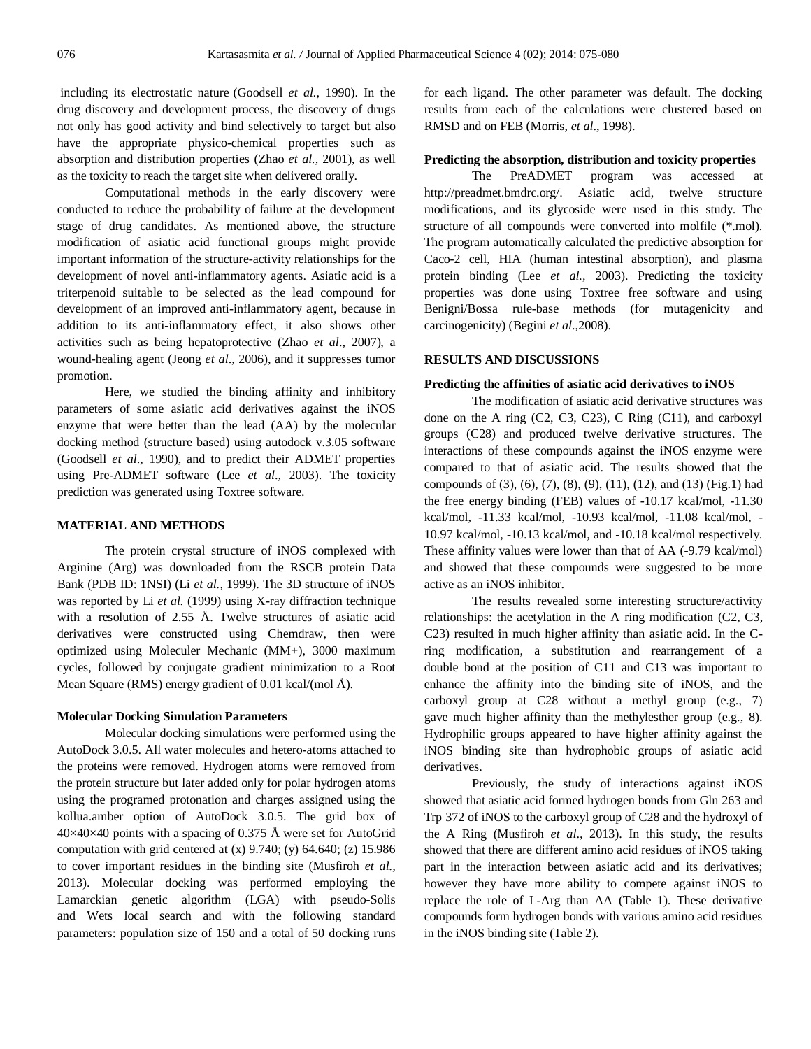including its electrostatic nature (Goodsell *et al.,* 1990). In the drug discovery and development process, the discovery of drugs not only has good activity and bind selectively to target but also have the appropriate physico-chemical properties such as absorption and distribution properties (Zhao *et al.,* 2001), as well as the toxicity to reach the target site when delivered orally.

Computational methods in the early discovery were conducted to reduce the probability of failure at the development stage of drug candidates. As mentioned above, the structure modification of asiatic acid functional groups might provide important information of the structure-activity relationships for the development of novel anti-inflammatory agents. Asiatic acid is a triterpenoid suitable to be selected as the lead compound for development of an improved anti-inflammatory agent, because in addition to its anti-inflammatory effect, it also shows other activities such as being hepatoprotective (Zhao *et al*., 2007), a wound-healing agent (Jeong *et al*., 2006), and it suppresses tumor promotion.

Here, we studied the binding affinity and inhibitory parameters of some asiatic acid derivatives against the iNOS enzyme that were better than the lead (AA) by the molecular docking method (structure based) using autodock v.3.05 software (Goodsell *et al*., 1990), and to predict their ADMET properties using Pre-ADMET software (Lee *et al*., 2003). The toxicity prediction was generated using Toxtree software.

## MATERIAL AND METHODS

The protein crystal structure of iNOS complexed with Arginine (Arg) was downloaded from the RSCB protein Data Bank (PDB ID: 1NSI) (Li *et al.,* 1999). The 3D structure of iNOS was reported by Li *et al.* (1999) using X-ray diffraction technique with a resolution of 2.55 Å. Twelve structures of asiatic acid derivatives were constructed using Chemdraw, then were optimized using Moleculer Mechanic (MM+), 3000 maximum cycles, followed by conjugate gradient minimization to a Root Mean Square (RMS) energy gradient of 0.01 kcal/(mol Å).

### Molecular Docking Simulation Parameters

Molecular docking simulations were performed using the AutoDock 3.0.5. All water molecules and hetero-atoms attached to the proteins were removed. Hydrogen atoms were removed from the protein structure but later added only for polar hydrogen atoms using the programed protonation and charges assigned using the kollua.amber option of AutoDock 3.0.5. The grid box of 40×40×40 points with a spacing of 0.375 Å were set for AutoGrid computation with grid centered at (x) 9.740; (y) 64.640; (z) 15.986 to cover important residues in the binding site (Musfiroh *et al.,* 2013). Molecular docking was performed employing the Lamarckian genetic algorithm (LGA) with pseudo-Solis and Wets local search and with the following standard parameters: population size of 150 and a total of 50 docking runs for each ligand. The other parameter was default. The docking results from each of the calculations were clustered based on RMSD and on FEB (Morris, *et al*., 1998).

### Predicting the absorption, distribution and toxicity properties

The PreADMET program was accessed at http://preadmet.bmdrc.org/. Asiatic acid, twelve structure modifications, and its glycoside were used in this study. The structure of all compounds were converted into molfile (*.mol). The program automatically calculated the predictive absorption for Caco-2 cell, HIA (human intestinal absorption), and plasma protein binding (Lee *et al.,* 2003). Predicting the toxicity properties was done using Toxtree free software and using Benigni/Bossa rule-base methods (for mutagenicity and carcinogenicity) (Begini *et al.,*2008).

## RESULTS AND DISCUSSIONS

### Predicting the affinities of asiatic acid derivatives to iNOS

The modification of asiatic acid derivative structures was done on the A ring (C2, C3, C23), C Ring (C11), and carboxyl groups (C28) and produced twelve derivative structures. The interactions of these compounds against the iNOS enzyme were compared to that of asiatic acid. The results showed that the compounds of (3), (6), (7), (8), (9), (11), (12), and (13) (Fig.1) had the free energy binding (FEB) values of -10.17 kcal/mol, -11.30 kcal/mol, -11.33 kcal/mol, -10.93 kcal/mol, -11.08 kcal/mol, -10.97 kcal/mol, -10.13 kcal/mol, and -10.18 kcal/mol respectively. These affinity values were lower than that of AA (-9.79 kcal/mol) and showed that these compounds were suggested to be more active as an iNOS inhibitor.

The results revealed some interesting structure/activity relationships: the acetylation in the A ring modification (C2, C3, C23) resulted in much higher affinity than asiatic acid. In the C-ring modification, a substitution and rearrangement of a double bond at the position of C11 and C13 was important to enhance the affinity into the binding site of iNOS, and the carboxyl group at C28 without a methyl group (e.g., 7) gave much higher affinity than the methylesther group (e.g., 8). Hydrophilic groups appeared to have higher affinity against the iNOS binding site than hydrophobic groups of asiatic acid derivatives.

Previously, the study of interactions against iNOS showed that asiatic acid formed hydrogen bonds from Gln 263 and Trp 372 of iNOS to the carboxyl group of C28 and the hydroxyl of the A Ring (Musfiroh *et al*., 2013). In this study, the results showed that there are different amino acid residues of iNOS taking part in the interaction between asiatic acid and its derivatives; however they have more ability to compete against iNOS to replace the role of L-Arg than AA (Table 1). These derivative compounds form hydrogen bonds with various amino acid residues in the iNOS binding site (Table 2).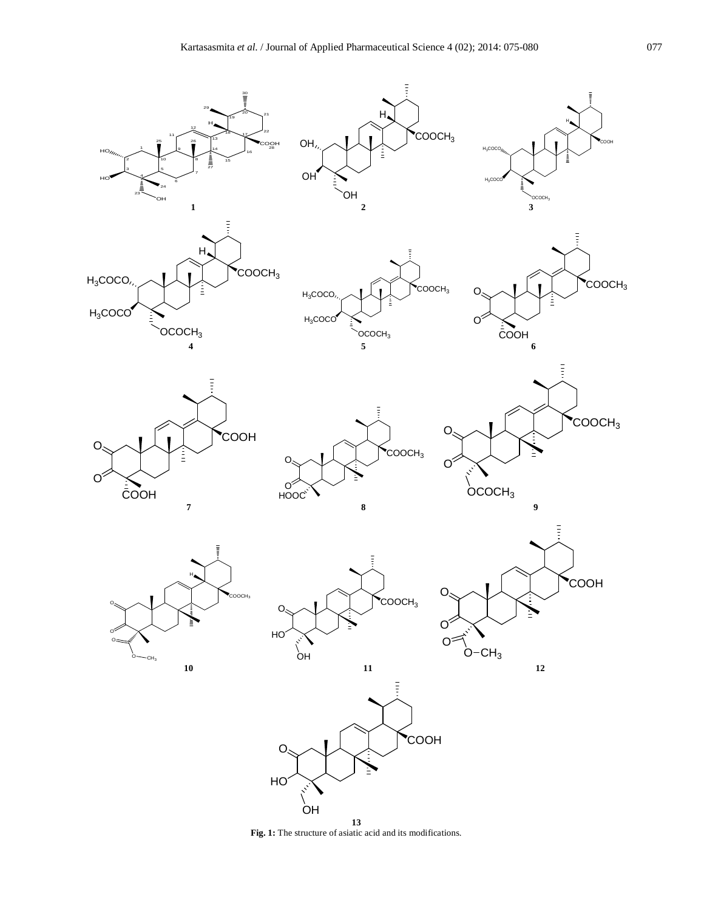**Fig. 1:** The structure of asiatic acid and its modifications.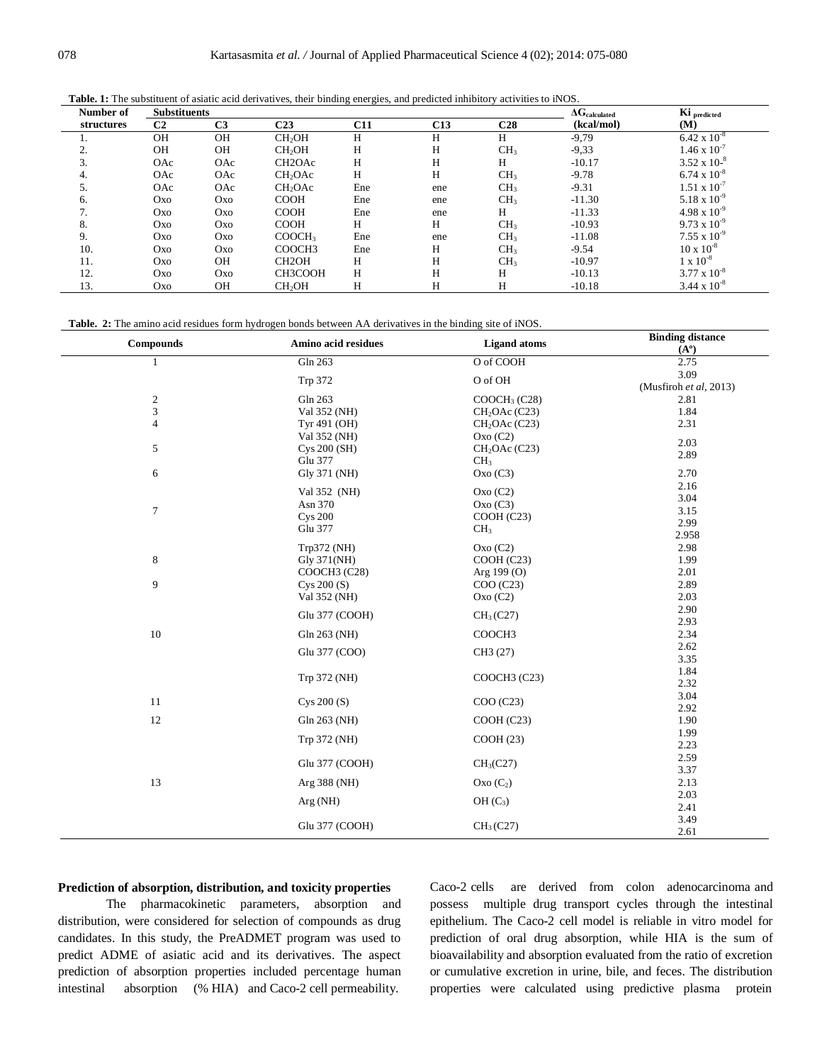**Table. 1:** The substituent of asiatic acid derivatives, their binding energies, and predicted inhibitory activities to iNOS.

| Number of structures | Substituents | | | | | | $\Delta G_{calculated}$ (kcal/mol) | $Ki_{predicted}$ (M) |
|---|---|---|---|---|---|---|---|---|
| | C2 | C3 | C23 | C11 | C13 | C28 | | |
| 1. | OH | OH | $CH_2OH$ | H | H | H | -9,79 | $6.42 \times 10^{-8}$ |
| 2. | OH | OH | $CH_2OH$ | H | H | $CH_3$ | -9,33 | $1.46 \times 10^{-7}$ |
| 3. | OAc | OAc | CH2OAc | H | H | H | -10.17 | $3.52 \times 10^{-8}$ |
| 4. | OAc | OAc | $CH_2OAc$ | H | H | $CH_3$ | -9.78 | $6.74 \times 10^{-8}$ |
| 5. | OAc | OAc | $CH_2OAc$ | Ene | ene | $CH_3$ | -9.31 | $1.51 \times 10^{-7}$ |
| 6. | Oxo | Oxo | COOH | Ene | ene | $CH_3$ | -11.30 | $5.18 \times 10^{-9}$ |
| 7. | Oxo | Oxo | COOH | Ene | ene | H | -11.33 | $4.98 \times 10^{-9}$ |
| 8. | Oxo | Oxo | COOH | H | H | $CH_3$ | -10.93 | $9.73 \times 10^{-9}$ |
| 9. | Oxo | Oxo | $COOCH_3$ | Ene | ene | $CH_3$ | -11.08 | $7.55 \times 10^{-9}$ |
| 10. | Oxo | Oxo | COOCH3 | Ene | H | $CH_3$ | -9.54 | $10 \times 10^{-8}$ |
| 11. | Oxo | OH | CH2OH | H | H | $CH_3$ | -10.97 | $1 \times 10^{-8}$ |
| 12. | Oxo | Oxo | CH3COOH | H | H | H | -10.13 | $3.77 \times 10^{-8}$ |
| 13. | Oxo | OH | $CH_2OH$ | H | H | H | -10.18 | $3.44 \times 10^{-8}$ |

**Table. 2:** The amino acid residues form hydrogen bonds between AA derivatives in the binding site of iNOS.

| Compounds | Amino acid residues | Ligand atoms | Binding distance (A°) |
|---|---|---|---|
| 1 | Gln 263 | O of COOH | 2.75 |
| | Trp 372 | O of OH | 3.09 (Musfiroh *et al*, 2013) |
| 2 | Gln 263 | $COOCH_3$ (C28) | 2.81 |
| 3 | Val 352 (NH) | $CH_2OAc$ (C23) | 1.84 |
| 4 | Tyr 491 (OH) | $CH_2OAc$ (C23) | 2.31 |
| | Val 352 (NH) | Oxo (C2) | 2.03 |
| 5 | Cys 200 (SH) | $CH_2OAc$ (C23) | 2.89 |
| | Glu 377 | $CH_3$ | |
| 6 | Gly 371 (NH) | Oxo (C3) | 2.70 |
| 7 | Val 352 (NH) | Oxo (C2) | 2.16 |
| | Asn 370 | Oxo (C3) | 3.04 |
| | Cys 200 | COOH (C23) | 3.15 |
| | Glu 377 | $CH_3$ | 2.99 2.958 |
| 8 | Trp372 (NH) | Oxo (C2) | 2.98 |
| | Gly 371(NH) | COOH (C23) | 1.99 |
| | COOCH3 (C28) | Arg 199 (O) | 2.01 |
| 9 | Cys 200 (S) | COO (C23) | 2.89 |
| | Val 352 (NH) | Oxo (C2) | 2.03 |
| | Glu 377 (COOH) | $CH_3$ (C27) | 2.90 2.93 |
| 10 | Gln 263 (NH) | COOCH3 | 2.34 |
| | Glu 377 (COO) | CH3 (27) | 2.62 3.35 |
| | Trp 372 (NH) | COOCH3 (C23) | 1.84 2.32 |
| 11 | Cys 200 (S) | COO (C23) | 3.04 2.92 |
| 12 | Gln 263 (NH) | COOH (C23) | 1.90 |
| | Trp 372 (NH) | COOH (23) | 1.99 2.23 |
| | Glu 377 (COOH) | $CH_3$(C27) | 2.59 3.37 |
| 13 | Arg 388 (NH) | Oxo ($C_2$) | 2.13 |
| | Arg (NH) | OH ($C_3$) | 2.03 2.41 |
| | Glu 377 (COOH) | $CH_3$ (C27) | 3.49 2.61 |

### Prediction of absorption, distribution, and toxicity properties

The pharmacokinetic parameters, absorption and distribution, were considered for selection of compounds as drug candidates. In this study, the PreADMET program was used to predict ADME of asiatic acid and its derivatives. The aspect prediction of absorption properties included percentage human intestinal absorption (% HIA) and Caco-2 cell permeability. Caco-2 cells are derived from colon adenocarcinoma and possess multiple drug transport cycles through the intestinal epithelium. The Caco-2 cell model is reliable in vitro model for prediction of oral drug absorption, while HIA is the sum of bioavailability and absorption evaluated from the ratio of excretion or cumulative excretion in urine, bile, and feces. The distribution properties were calculated using predictive plasma protein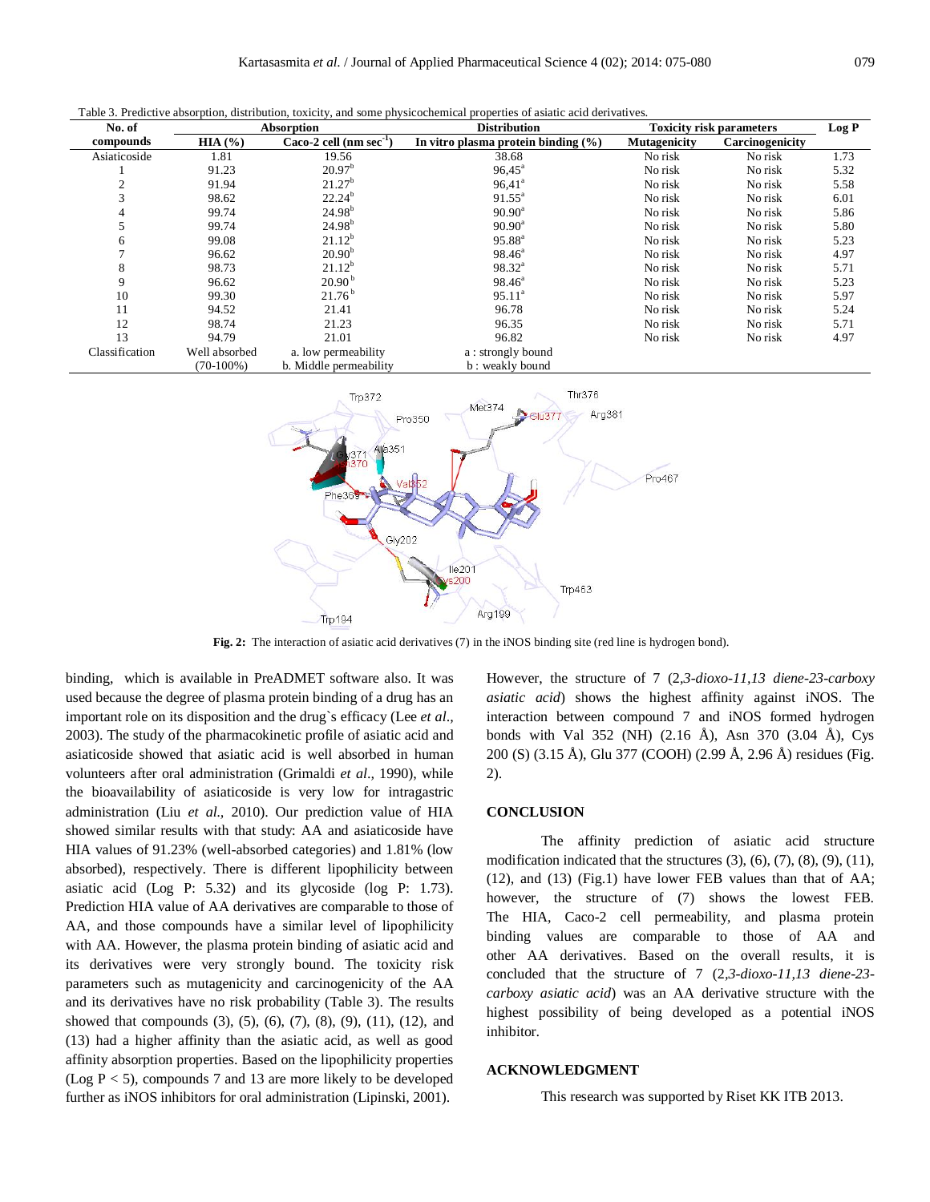Table 3. Predictive absorption, distribution, toxicity, and some physicochemical properties of asiatic acid derivatives.

| No. of compounds | Absorption | | Distribution | Toxicity risk parameters | | Log P |
|---|---|---|---|---|---|---|
| | HIA (%) | Caco-2 cell (nm $sec^{-1}$) | In vitro plasma protein binding (%) | Mutagenicity | Carcinogenicity | |
| Asiaticoside | 1.81 | 19.56 | 38.68 | No risk | No risk | 1.73 |
| 1 | 91.23 | 20.97[b] | 96,45[a] | No risk | No risk | 5.32 |
| 2 | 91.94 | 21.27[b] | 96,41[a] | No risk | No risk | 5.58 |
| 3 | 98.62 | 22.24[b] | 91.55[a] | No risk | No risk | 6.01 |
| 4 | 99.74 | 24.98[b] | 90.90[a] | No risk | No risk | 5.86 |
| 5 | 99.74 | 24.98[b] | 90.90[a] | No risk | No risk | 5.80 |
| 6 | 99.08 | 21.12[b] | 95.88[a] | No risk | No risk | 5.23 |
| 7 | 96.62 | 20.90[b] | 98.46[a] | No risk | No risk | 4.97 |
| 8 | 98.73 | 21.12[b] | 98.32[a] | No risk | No risk | 5.71 |
| 9 | 96.62 | 20.90[b] | 98.46[a] | No risk | No risk | 5.23 |
| 10 | 99.30 | 21.76[b] | 95.11[a] | No risk | No risk | 5.97 |
| 11 | 94.52 | 21.41 | 96.78 | No risk | No risk | 5.24 |
| 12 | 98.74 | 21.23 | 96.35 | No risk | No risk | 5.71 |
| 13 | 94.79 | 21.01 | 96.82 | No risk | No risk | 4.97 |
| Classification | Well absorbed (70-100%) | a. low permeability<br>b. Middle permeability | a : strongly bound<br>b : weakly bound | | | |

**Fig. 2:** The interaction of asiatic acid derivatives (7) in the iNOS binding site (red line is hydrogen bond).

binding, which is available in PreADMET software also. It was used because the degree of plasma protein binding of a drug has an important role on its disposition and the drug`s efficacy (Lee *et al.*, 2003). The study of the pharmacokinetic profile of asiatic acid and asiaticoside showed that asiatic acid is well absorbed in human volunteers after oral administration (Grimaldi *et al.*, 1990), while the bioavailability of asiaticoside is very low for intragastric administration (Liu *et al.*, 2010). Our prediction value of HIA showed similar results with that study: AA and asiaticoside have HIA values of 91.23% (well-absorbed categories) and 1.81% (low absorbed), respectively. There is different lipophilicity between asiatic acid (Log P: 5.32) and its glycoside (log P: 1.73). Prediction HIA value of AA derivatives are comparable to those of AA, and those compounds have a similar level of lipophilicity with AA. However, the plasma protein binding of asiatic acid and its derivatives were very strongly bound. The toxicity risk parameters such as mutagenicity and carcinogenicity of the AA and its derivatives have no risk probability (Table 3). The results showed that compounds (3), (5), (6), (7), (8), (9), (11), (12), and (13) had a higher affinity than the asiatic acid, as well as good affinity absorption properties. Based on the lipophilicity properties (Log P < 5), compounds 7 and 13 are more likely to be developed further as iNOS inhibitors for oral administration (Lipinski, 2001).

However, the structure of 7 (*2,3-dioxo-11,13 diene-23-carboxy asiatic acid*) shows the highest affinity against iNOS. The interaction between compound 7 and iNOS formed hydrogen bonds with Val 352 (NH) (2.16 Å), Asn 370 (3.04 Å), Cys 200 (S) (3.15 Å), Glu 377 (COOH) (2.99 Å, 2.96 Å) residues (Fig. 2).

## CONCLUSION

The affinity prediction of asiatic acid structure modification indicated that the structures (3), (6), (7), (8), (9), (11), (12), and (13) (Fig.1) have lower FEB values than that of AA; however, the structure of (7) shows the lowest FEB. The HIA, Caco-2 cell permeability, and plasma protein binding values are comparable to those of AA and other AA derivatives. Based on the overall results, it is concluded that the structure of 7 (*2,3-dioxo-11,13 diene-23-carboxy asiatic acid*) was an AA derivative structure with the highest possibility of being developed as a potential iNOS inhibitor.

## ACKNOWLEDGMENT

This research was supported by Riset KK ITB 2013.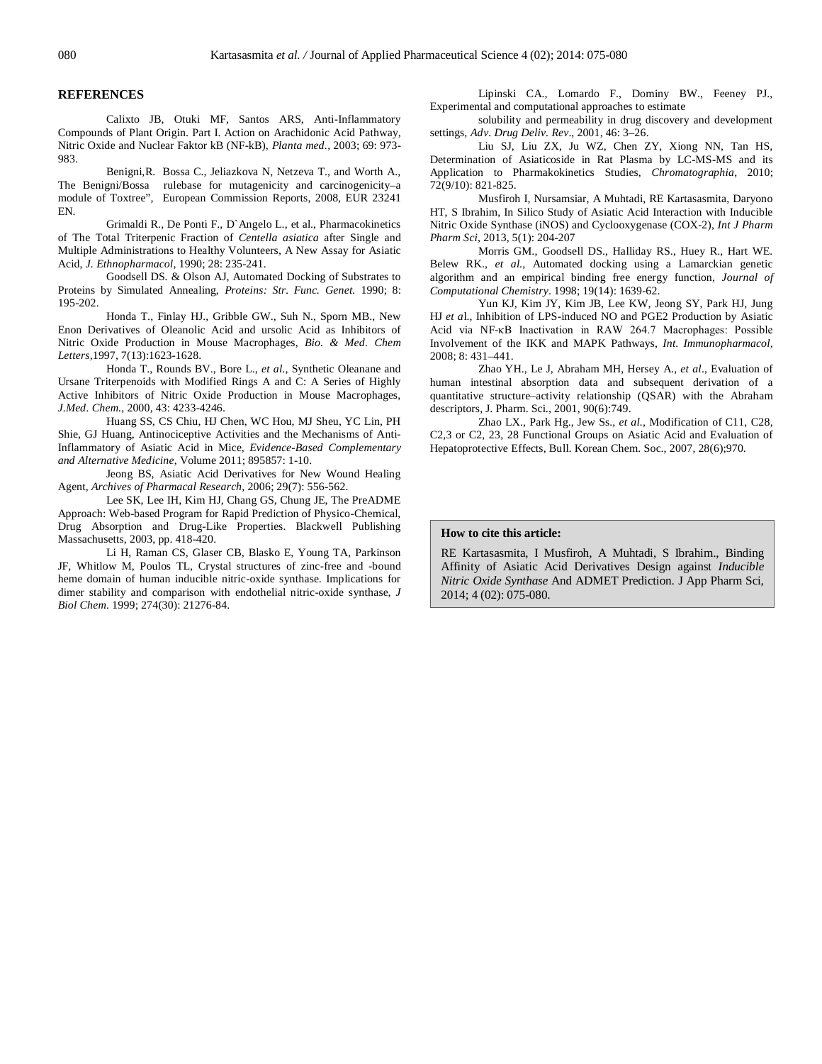## REFERENCES

Calixto JB, Otuki MF, Santos ARS, Anti-Inflammatory Compounds of Plant Origin. Part I. Action on Arachidonic Acid Pathway, Nitric Oxide and Nuclear Faktor kB (NF-kB), *Planta med*., 2003; 69: 973-983.

Benigni,R. Bossa C., Jeliazkova N, Netzeva T., and Worth A., The Benigni/Bossa rulebase for mutagenicity and carcinogenicity–a module of Toxtree", European Commission Reports, 2008, EUR 23241 EN.

Grimaldi R., De Ponti F., D`Angelo L., et al., Pharmacokinetics of The Total Triterpenic Fraction of *Centella asiatica* after Single and Multiple Administrations to Healthy Volunteers, A New Assay for Asiatic Acid, *J. Ethnopharmacol*, 1990; 28: 235-241.

Goodsell DS. & Olson AJ, Automated Docking of Substrates to Proteins by Simulated Annealing, *Proteins: Str. Func. Genet.* 1990; 8: 195-202.

Honda T., Finlay HJ., Gribble GW., Suh N., Sporn MB., New Enon Derivatives of Oleanolic Acid and ursolic Acid as Inhibitors of Nitric Oxide Production in Mouse Macrophages, *Bio. & Med. Chem Letters*,1997, 7(13):1623-1628.

Honda T., Rounds BV., Bore L., *et al.*, Synthetic Oleanane and Ursane Triterpenoids with Modified Rings A and C: A Series of Highly Active Inhibitors of Nitric Oxide Production in Mouse Macrophages, *J.Med. Chem.*, 2000, 43: 4233-4246.

Huang SS, CS Chiu, HJ Chen, WC Hou, MJ Sheu, YC Lin, PH Shie, GJ Huang, Antinociceptive Activities and the Mechanisms of Anti-Inflammatory of Asiatic Acid in Mice, *Evidence-Based Complementary and Alternative Medicine*, Volume 2011; 895857: 1-10.

Jeong BS, Asiatic Acid Derivatives for New Wound Healing Agent, *Archives of Pharmacal Research*, 2006; 29(7): 556-562.

Lee SK, Lee IH, Kim HJ, Chang GS, Chung JE, The PreADME Approach: Web-based Program for Rapid Prediction of Physico-Chemical, Drug Absorption and Drug-Like Properties. Blackwell Publishing Massachusetts, 2003, pp. 418-420.

Li H, Raman CS, Glaser CB, Blasko E, Young TA, Parkinson JF, Whitlow M, Poulos TL, Crystal structures of zinc-free and -bound heme domain of human inducible nitric-oxide synthase. Implications for dimer stability and comparison with endothelial nitric-oxide synthase, *J Biol Chem*. 1999; 274(30): 21276-84.

Lipinski CA., Lomardo F., Dominy BW., Feeney PJ., Experimental and computational approaches to estimate solubility and permeability in drug discovery and development settings, *Adv. Drug Deliv. Rev*., 2001, 46: 3–26.

Liu SJ, Liu ZX, Ju WZ, Chen ZY, Xiong NN, Tan HS, Determination of Asiaticoside in Rat Plasma by LC-MS-MS and its Application to Pharmakokinetics Studies, *Chromatographia*, 2010; 72(9/10): 821-825.

Musfiroh I, Nursamsiar, A Muhtadi, RE Kartasasmita, Daryono HT, S Ibrahim, In Silico Study of Asiatic Acid Interaction with Inducible Nitric Oxide Synthase (iNOS) and Cyclooxygenase (COX-2), *Int J Pharm Pharm Sci*, 2013, 5(1): 204-207

Morris GM., Goodsell DS., Halliday RS., Huey R., Hart WE. Belew RK., *et al.*, Automated docking using a Lamarckian genetic algorithm and an empirical binding free energy function, *Journal of Computational Chemistry*. 1998; 19(14): 1639-62.

Yun KJ, Kim JY, Kim JB, Lee KW, Jeong SY, Park HJ, Jung HJ *et a*l., Inhibition of LPS-induced NO and PGE2 Production by Asiatic Acid via NF-κB Inactivation in RAW 264.7 Macrophages: Possible Involvement of the IKK and MAPK Pathways, *Int. Immunopharmacol*, 2008; 8: 431–441.

Zhao YH., Le J, Abraham MH, Hersey A., *et al*., Evaluation of human intestinal absorption data and subsequent derivation of a quantitative structure–activity relationship (QSAR) with the Abraham descriptors, J. Pharm. Sci., 2001, 90(6):749.

Zhao LX., Park Hg., Jew Ss., *et al.*, Modification of C11, C28, C2,3 or C2, 23, 28 Functional Groups on Asiatic Acid and Evaluation of Hepatoprotective Effects, Bull. Korean Chem. Soc., 2007, 28(6);970.

**How to cite this article:**

RE Kartasasmita, I Musfiroh, A Muhtadi, S Ibrahim., Binding Affinity of Asiatic Acid Derivatives Design against *Inducible Nitric Oxide Synthase* And ADMET Prediction. J App Pharm Sci, 2014; 4 (02): 075-080.